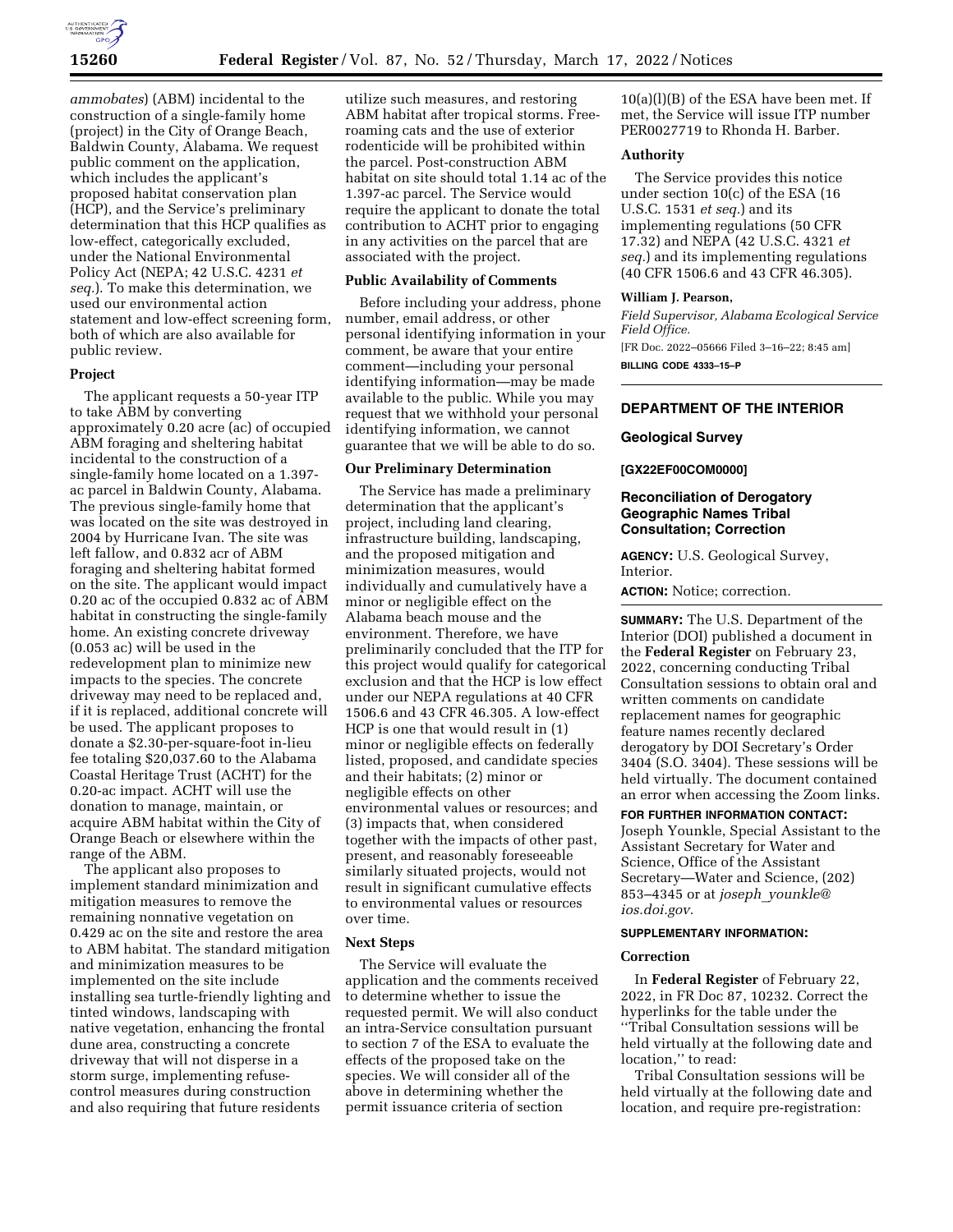*ammobates*) (ABM) incidental to the construction of a single-family home (project) in the City of Orange Beach, Baldwin County, Alabama. We request public comment on the application, which includes the applicant's proposed habitat conservation plan (HCP), and the Service's preliminary determination that this HCP qualifies as low-effect, categorically excluded, under the National Environmental Policy Act (NEPA; 42 U.S.C. 4231 *et seq.*). To make this determination, we used our environmental action statement and low-effect screening form, both of which are also available for public review.

### Project

The applicant requests a 50-year ITP to take ABM by converting approximately 0.20 acre (ac) of occupied ABM foraging and sheltering habitat incidental to the construction of a single-family home located on a 1.397-ac parcel in Baldwin County, Alabama. The previous single-family home that was located on the site was destroyed in 2004 by Hurricane Ivan. The site was left fallow, and 0.832 acr of ABM foraging and sheltering habitat formed on the site. The applicant would impact 0.20 ac of the occupied 0.832 ac of ABM habitat in constructing the single-family home. An existing concrete driveway (0.053 ac) will be used in the redevelopment plan to minimize new impacts to the species. The concrete driveway may need to be replaced and, if it is replaced, additional concrete will be used. The applicant proposes to donate a $2.30-per-square-foot in-lieu fee totaling $20,037.60 to the Alabama Coastal Heritage Trust (ACHT) for the 0.20-ac impact. ACHT will use the donation to manage, maintain, or acquire ABM habitat within the City of Orange Beach or elsewhere within the range of the ABM.

The applicant also proposes to implement standard minimization and mitigation measures to remove the remaining nonnative vegetation on 0.429 ac on the site and restore the area to ABM habitat. The standard mitigation and minimization measures to be implemented on the site include installing sea turtle-friendly lighting and tinted windows, landscaping with native vegetation, enhancing the frontal dune area, constructing a concrete driveway that will not disperse in a storm surge, implementing refuse-control measures during construction and also requiring that future residents utilize such measures, and restoring ABM habitat after tropical storms. Free-roaming cats and the use of exterior rodenticide will be prohibited within the parcel. Post-construction ABM habitat on site should total 1.14 ac of the 1.397-ac parcel. The Service would require the applicant to donate the total contribution to ACHT prior to engaging in any activities on the parcel that are associated with the project.

### Public Availability of Comments

Before including your address, phone number, email address, or other personal identifying information in your comment, be aware that your entire comment—including your personal identifying information—may be made available to the public. While you may request that we withhold your personal identifying information, we cannot guarantee that we will be able to do so.

### Our Preliminary Determination

The Service has made a preliminary determination that the applicant's project, including land clearing, infrastructure building, landscaping, and the proposed mitigation and minimization measures, would individually and cumulatively have a minor or negligible effect on the Alabama beach mouse and the environment. Therefore, we have preliminarily concluded that the ITP for this project would qualify for categorical exclusion and that the HCP is low effect under our NEPA regulations at 40 CFR 1506.6 and 43 CFR 46.305. A low-effect HCP is one that would result in (1) minor or negligible effects on federally listed, proposed, and candidate species and their habitats; (2) minor or negligible effects on other environmental values or resources; and (3) impacts that, when considered together with the impacts of other past, present, and reasonably foreseeable similarly situated projects, would not result in significant cumulative effects to environmental values or resources over time.

### Next Steps

The Service will evaluate the application and the comments received to determine whether to issue the requested permit. We will also conduct an intra-Service consultation pursuant to section 7 of the ESA to evaluate the effects of the proposed take on the species. We will consider all of the above in determining whether the permit issuance criteria of section 10(a)(l)(B) of the ESA have been met. If met, the Service will issue ITP number PER0027719 to Rhonda H. Barber.

### Authority

The Service provides this notice under section 10(c) of the ESA (16 U.S.C. 1531 *et seq.*) and its implementing regulations (50 CFR 17.32) and NEPA (42 U.S.C. 4321 *et seq.*) and its implementing regulations (40 CFR 1506.6 and 43 CFR 46.305).

**William J. Pearson,**

*Field Supervisor, Alabama Ecological Service Field Office.*

[FR Doc. 2022–05666 Filed 3–16–22; 8:45 am]

**BILLING CODE 4333–15–P**

---

## DEPARTMENT OF THE INTERIOR

### Geological Survey

**[GX22EF00COM0000]**

### Reconciliation of Derogatory Geographic Names Tribal Consultation; Correction

**AGENCY:** U.S. Geological Survey, Interior.

**ACTION:** Notice; correction.

**SUMMARY:** The U.S. Department of the Interior (DOI) published a document in the **Federal Register** on February 23, 2022, concerning conducting Tribal Consultation sessions to obtain oral and written comments on candidate replacement names for geographic feature names recently declared derogatory by DOI Secretary's Order 3404 (S.O. 3404). These sessions will be held virtually. The document contained an error when accessing the Zoom links.

**FOR FURTHER INFORMATION CONTACT:** Joseph Younkle, Special Assistant to the Assistant Secretary for Water and Science, Office of the Assistant Secretary—Water and Science, (202) 853–4345 or at *joseph_younkle@ios.doi.gov.*

**SUPPLEMENTARY INFORMATION:**

### Correction

In **Federal Register** of February 22, 2022, in FR Doc 87, 10232. Correct the hyperlinks for the table under the ''Tribal Consultation sessions will be held virtually at the following date and location,'' to read:

Tribal Consultation sessions will be held virtually at the following date and location, and require pre-registration: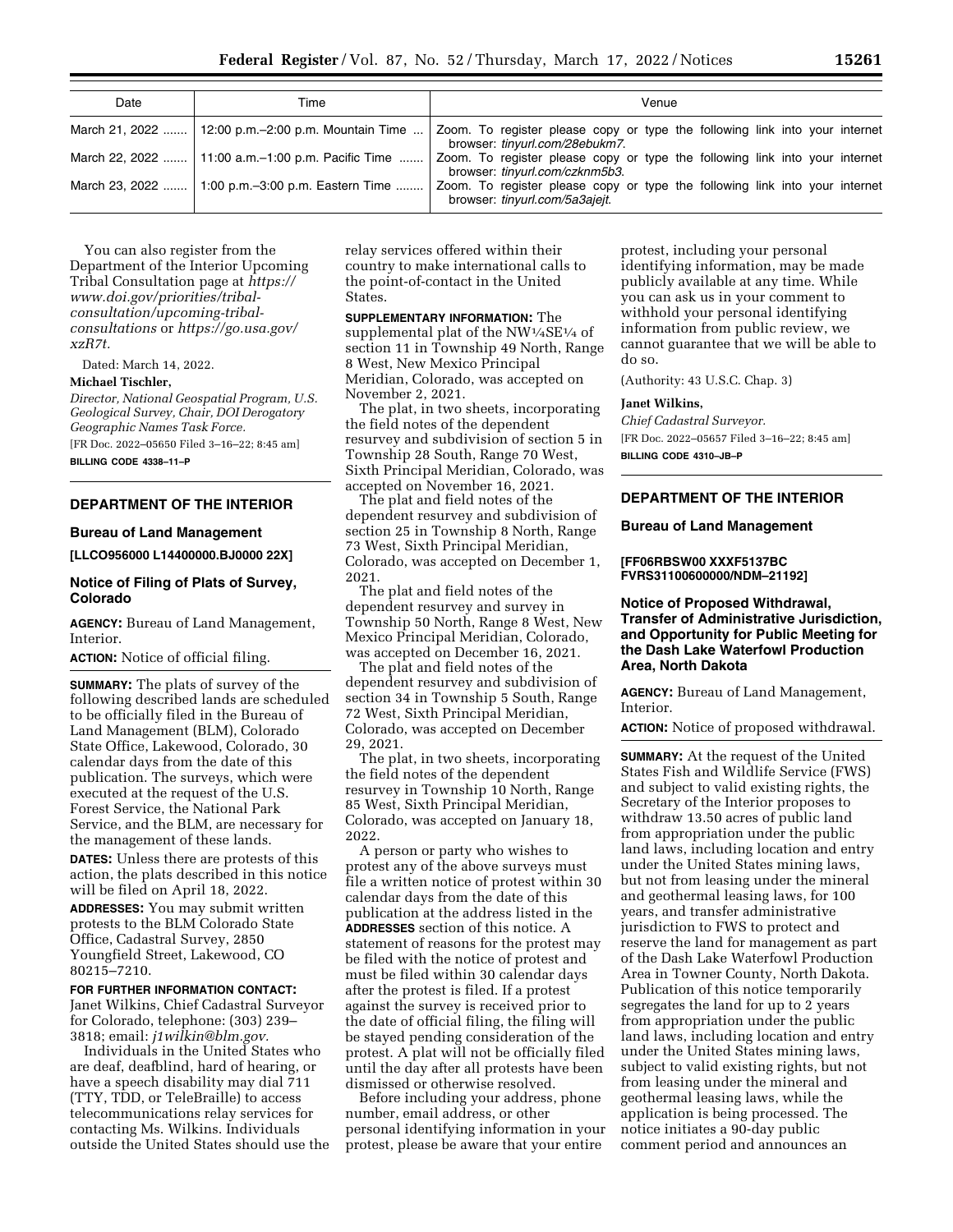| Date | Time | Venue |
|---|---|---|
| March 21, 2022 ....... | 12:00 p.m.–2:00 p.m. Mountain Time ... | Zoom. To register please copy or type the following link into your internet browser: *tinyurl.com/28ebukm7*. |
| March 22, 2022 ....... | 11:00 a.m.–1:00 p.m. Pacific Time ....... | Zoom. To register please copy or type the following link into your internet browser: *tinyurl.com/czknm5b3*. |
| March 23, 2022 ....... | 1:00 p.m.–3:00 p.m. Eastern Time ........ | Zoom. To register please copy or type the following link into your internet browser: *tinyurl.com/5a3ajejt*. |

You can also register from the Department of the Interior Upcoming Tribal Consultation page at *https://www.doi.gov/priorities/tribal-consultation/upcoming-tribal-consultations* or *https://go.usa.gov/xzR7t*.

Dated: March 14, 2022.

**Michael Tischler,**

*Director, National Geospatial Program, U.S. Geological Survey, Chair, DOI Derogatory Geographic Names Task Force.*

[FR Doc. 2022–05650 Filed 3–16–22; 8:45 am]

**BILLING CODE 4338–11–P**

## DEPARTMENT OF THE INTERIOR

### Bureau of Land Management

**[LLCO956000 L14400000.BJ0000 22X]**

### Notice of Filing of Plats of Survey, Colorado

**AGENCY:** Bureau of Land Management, Interior.

**ACTION:** Notice of official filing.

**SUMMARY:** The plats of survey of the following described lands are scheduled to be officially filed in the Bureau of Land Management (BLM), Colorado State Office, Lakewood, Colorado, 30 calendar days from the date of this publication. The surveys, which were executed at the request of the U.S. Forest Service, the National Park Service, and the BLM, are necessary for the management of these lands.

**DATES:** Unless there are protests of this action, the plats described in this notice will be filed on April 18, 2022.

**ADDRESSES:** You may submit written protests to the BLM Colorado State Office, Cadastral Survey, 2850 Youngfield Street, Lakewood, CO 80215–7210.

**FOR FURTHER INFORMATION CONTACT:** Janet Wilkins, Chief Cadastral Surveyor for Colorado, telephone: (303) 239–3818; email: *j1wilkin@blm.gov*.

Individuals in the United States who are deaf, deafblind, hard of hearing, or have a speech disability may dial 711 (TTY, TDD, or TeleBraille) to access telecommunications relay services for contacting Ms. Wilkins. Individuals outside the United States should use the relay services offered within their country to make international calls to the point-of-contact in the United States.

**SUPPLEMENTARY INFORMATION:** The supplemental plat of the NW¼SE¼ of section 11 in Township 49 North, Range 8 West, New Mexico Principal Meridian, Colorado, was accepted on November 2, 2021.

The plat, in two sheets, incorporating the field notes of the dependent resurvey and subdivision of section 5 in Township 28 South, Range 70 West, Sixth Principal Meridian, Colorado, was accepted on November 16, 2021.

The plat and field notes of the dependent resurvey and subdivision of section 25 in Township 8 North, Range 73 West, Sixth Principal Meridian, Colorado, was accepted on December 1, 2021.

The plat and field notes of the dependent resurvey and survey in Township 50 North, Range 8 West, New Mexico Principal Meridian, Colorado, was accepted on December 16, 2021.

The plat and field notes of the dependent resurvey and subdivision of section 34 in Township 5 South, Range 72 West, Sixth Principal Meridian, Colorado, was accepted on December 29, 2021.

The plat, in two sheets, incorporating the field notes of the dependent resurvey in Township 10 North, Range 85 West, Sixth Principal Meridian, Colorado, was accepted on January 18, 2022.

A person or party who wishes to protest any of the above surveys must file a written notice of protest within 30 calendar days from the date of this publication at the address listed in the **ADDRESSES** section of this notice. A statement of reasons for the protest may be filed with the notice of protest and must be filed within 30 calendar days after the protest is filed. If a protest against the survey is received prior to the date of official filing, the filing will be stayed pending consideration of the protest. A plat will not be officially filed until the day after all protests have been dismissed or otherwise resolved.

Before including your address, phone number, email address, or other personal identifying information in your protest, please be aware that your entire protest, including your personal identifying information, may be made publicly available at any time. While you can ask us in your comment to withhold your personal identifying information from public review, we cannot guarantee that we will be able to do so.

(Authority: 43 U.S.C. Chap. 3)

**Janet Wilkins,**

*Chief Cadastral Surveyor.*

[FR Doc. 2022–05657 Filed 3–16–22; 8:45 am]

**BILLING CODE 4310–JB–P**

## DEPARTMENT OF THE INTERIOR

### Bureau of Land Management

**[FF06RBSW00 XXXF5137BC FVRS31100600000/NDM–21192]**

### Notice of Proposed Withdrawal, Transfer of Administrative Jurisdiction, and Opportunity for Public Meeting for the Dash Lake Waterfowl Production Area, North Dakota

**AGENCY:** Bureau of Land Management, Interior.

**ACTION:** Notice of proposed withdrawal.

**SUMMARY:** At the request of the United States Fish and Wildlife Service (FWS) and subject to valid existing rights, the Secretary of the Interior proposes to withdraw 13.50 acres of public land from appropriation under the public land laws, including location and entry under the United States mining laws, but not from leasing under the mineral and geothermal leasing laws, for 100 years, and transfer administrative jurisdiction to FWS to protect and reserve the land for management as part of the Dash Lake Waterfowl Production Area in Towner County, North Dakota. Publication of this notice temporarily segregates the land for up to 2 years from appropriation under the public land laws, including location and entry under the United States mining laws, subject to valid existing rights, but not from leasing under the mineral and geothermal leasing laws, while the application is being processed. The notice initiates a 90-day public comment period and announces an